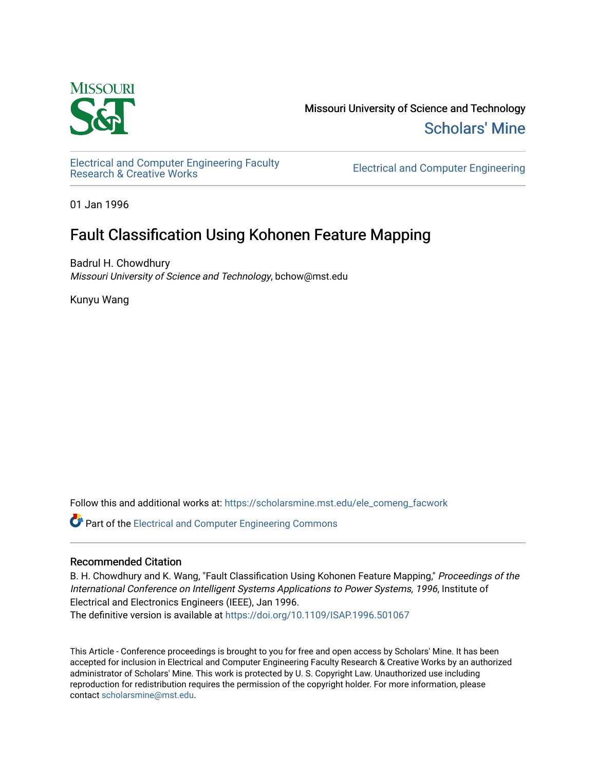Missouri University of Science and Technology

Scholars' Mine

Electrical and Computer Engineering Faculty Research & Creative Works

Electrical and Computer Engineering

01 Jan 1996

# Fault Classification Using Kohonen Feature Mapping

Badrul H. Chowdhury
*Missouri University of Science and Technology*, bchow@mst.edu

Kunyu Wang

Follow this and additional works at: https://scholarsmine.mst.edu/ele_comeng_facwork

Part of the Electrical and Computer Engineering Commons

## Recommended Citation

B. H. Chowdhury and K. Wang, "Fault Classification Using Kohonen Feature Mapping," *Proceedings of the International Conference on Intelligent Systems Applications to Power Systems, 1996*, Institute of Electrical and Electronics Engineers (IEEE), Jan 1996.
The definitive version is available at https://doi.org/10.1109/ISAP.1996.501067

This Article - Conference proceedings is brought to you for free and open access by Scholars' Mine. It has been accepted for inclusion in Electrical and Computer Engineering Faculty Research & Creative Works by an authorized administrator of Scholars' Mine. This work is protected by U. S. Copyright Law. Unauthorized use including reproduction for redistribution requires the permission of the copyright holder. For more information, please contact scholarsmine@mst.edu.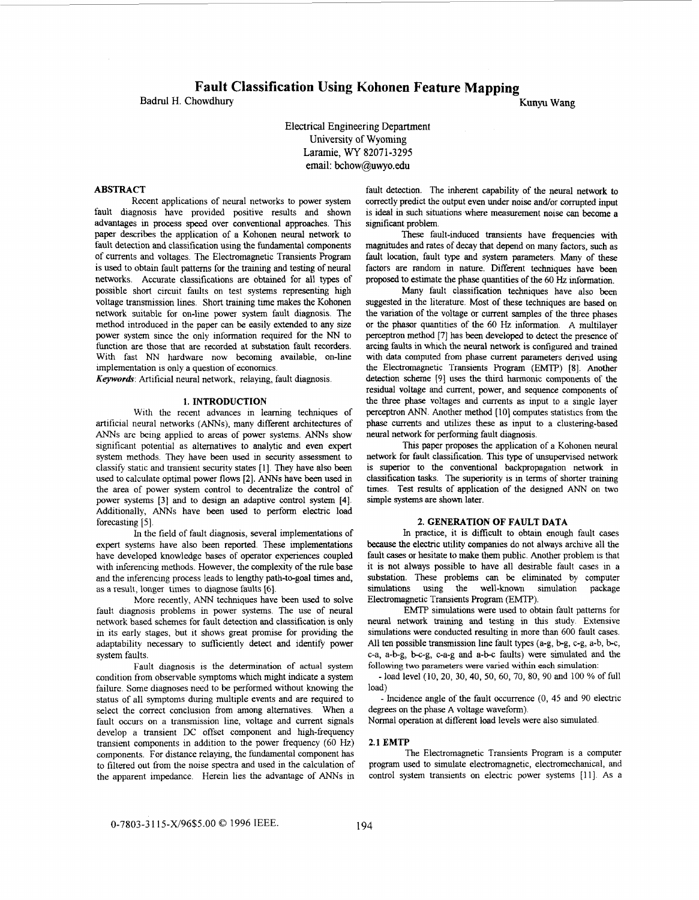# Fault Classification Using Kohonen Feature Mapping

Badrul H. Chowdhury

Kunyu Wang

Electrical Engineering Department
University of Wyoming
Laramie, WY 82071-3295
email: bchow@uwyo.edu

## ABSTRACT

Recent applications of neural networks to power system fault diagnosis have provided positive results and shown advantages in process speed over conventional approaches. This paper describes the application of a Kohonen neural network to fault detection and classification using the fundamental components of currents and voltages. The Electromagnetic Transients Program is used to obtain fault patterns for the training and testing of neural networks. Accurate classifications are obtained for all types of possible short circuit faults on test systems representing high voltage transmission lines. Short training time makes the Kohonen network suitable for on-line power system fault diagnosis. The method introduced in the paper can be easily extended to any size power system since the only information required for the NN to function are those that are recorded at substation fault recorders. With fast NN hardware now becoming available, on-line implementation is only a question of economics.

*Keywords*: Artificial neural network, relaying, fault diagnosis.

## 1. INTRODUCTION

With the recent advances in learning techniques of artificial neural networks (ANNs), many different architectures of ANNs are being applied to areas of power systems. ANNs show significant potential as alternatives to analytic and even expert system methods. They have been used in security assessment to classify static and transient security states [1]. They have also been used to calculate optimal power flows [2]. ANNs have been used in the area of power system control to decentralize the control of power systems [3] and to design an adaptive control system [4]. Additionally, ANNs have been used to perform electric load forecasting [5].

In the field of fault diagnosis, several implementations of expert systems have also been reported. These implementations have developed knowledge bases of operator experiences coupled with inferencing methods. However, the complexity of the rule base and the inferencing process leads to lengthy path-to-goal times and, as a result, longer times to diagnose faults [6].

More recently, ANN techniques have been used to solve fault diagnosis problems in power systems. The use of neural network based schemes for fault detection and classification is only in its early stages, but it shows great promise for providing the adaptability necessary to sufficiently detect and identify power system faults.

Fault diagnosis is the determination of actual system condition from observable symptoms which might indicate a system failure. Some diagnoses need to be performed without knowing the status of all symptoms during multiple events and are required to select the correct conclusion from among alternatives. When a fault occurs on a transmission line, voltage and current signals develop a transient DC offset component and high-frequency transient components in addition to the power frequency (60 Hz) components. For distance relaying, the fundamental component has to filtered out from the noise spectra and used in the calculation of the apparent impedance. Herein lies the advantage of ANNs in fault detection. The inherent capability of the neural network to correctly predict the output even under noise and/or corrupted input is ideal in such situations where measurement noise can become a significant problem.

These fault-induced transients have frequencies with magnitudes and rates of decay that depend on many factors, such as fault location, fault type and system parameters. Many of these factors are random in nature. Different techniques have been proposed to estimate the phase quantities of the 60 Hz information.

Many fault classification techniques have also been suggested in the literature. Most of these techniques are based on the variation of the voltage or current samples of the three phases or the phasor quantities of the 60 Hz information. A multilayer perceptron method [7] has been developed to detect the presence of arcing faults in which the neural network is configured and trained with data computed from phase current parameters derived using the Electromagnetic Transients Program (EMTP) [8]. Another detection scheme [9] uses the third harmonic components of the residual voltage and current, power, and sequence components of the three phase voltages and currents as input to a single layer perceptron ANN. Another method [10] computes statistics from the phase currents and utilizes these as input to a clustering-based neural network for performing fault diagnosis.

This paper proposes the application of a Kohonen neural network for fault classification. This type of unsupervised network is superior to the conventional backpropagation network in classification tasks. The superiority is in terms of shorter training times. Test results of application of the designed ANN on two simple systems are shown later.

## 2. GENERATION OF FAULT DATA

In practice, it is difficult to obtain enough fault cases because the electric utility companies do not always archive all the fault cases or hesitate to make them public. Another problem is that it is not always possible to have all desirable fault cases in a substation. These problems can be eliminated by computer simulations using the well-known simulation package Electromagnetic Transients Program (EMTP).

EMTP simulations were used to obtain fault patterns for neural network training and testing in this study. Extensive simulations were conducted resulting in more than 600 fault cases. All ten possible transmission line fault types (a-g, b-g, c-g, a-b, b-c, c-a, a-b-g, b-c-g, c-a-g and a-b-c faults) were simulated and the following two parameters were varied within each simulation:

- load level (10, 20, 30, 40, 50, 60, 70, 80, 90 and 100 % of full load)
- Incidence angle of the fault occurrence (0, 45 and 90 electric degrees on the phase A voltage waveform).

Normal operation at different load levels were also simulated.

### 2.1 EMTP

The Electromagnetic Transients Program is a computer program used to simulate electromagnetic, electromechanical, and control system transients on electric power systems [11]. As a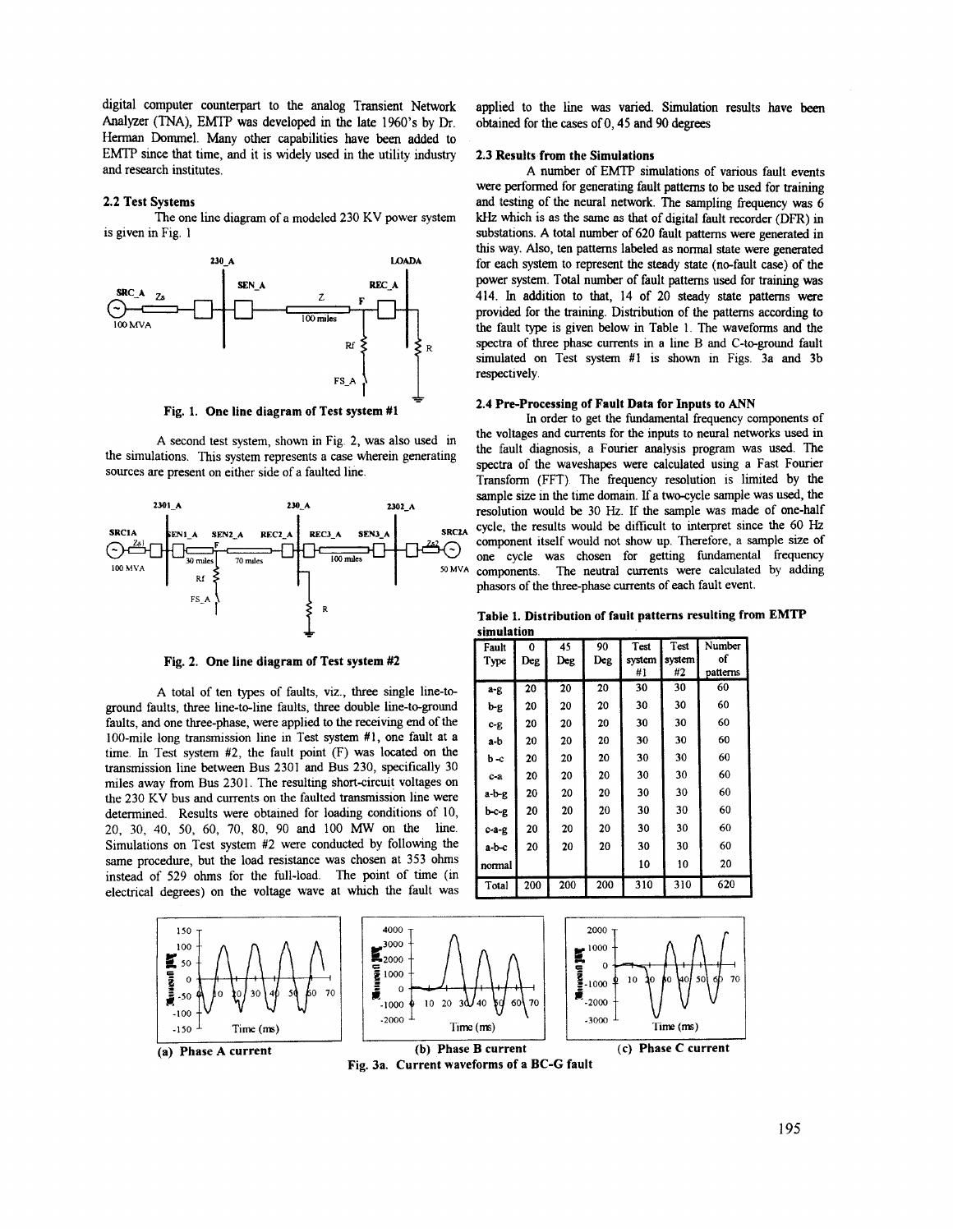digital computer counterpart to the analog Transient Network Analyzer (TNA), EMTP was developed in the late 1960's by Dr. Herman Dommel. Many other capabilities have been added to EMTP since that time, and it is widely used in the utility industry and research institutes.

### 2.2 Test Systems

The one line diagram of a modeled 230 KV power system is given in Fig. 1

Fig. 1. One line diagram of Test system #1

A second test system, shown in Fig. 2, was also used in the simulations. This system represents a case wherein generating sources are present on either side of a faulted line.

Fig. 2. One line diagram of Test system #2

A total of ten types of faults, viz., three single line-to-ground faults, three line-to-line faults, three double line-to-ground faults, and one three-phase, were applied to the receiving end of the 100-mile long transmission line in Test system #1, one fault at a time. In Test system #2, the fault point (F) was located on the transmission line between Bus 2301 and Bus 230, specifically 30 miles away from Bus 2301. The resulting short-circuit voltages on the 230 KV bus and currents on the faulted transmission line were determined. Results were obtained for loading conditions of 10, 20, 30, 40, 50, 60, 70, 80, 90 and 100 MW on the line. Simulations on Test system #2 were conducted by following the same procedure, but the load resistance was chosen at 353 ohms instead of 529 ohms for the full-load. The point of time (in electrical degrees) on the voltage wave at which the fault was applied to the line was varied. Simulation results have been obtained for the cases of 0, 45 and 90 degrees

### 2.3 Results from the Simulations

A number of EMTP simulations of various fault events were performed for generating fault patterns to be used for training and testing of the neural network. The sampling frequency was 6 kHz which is as the same as that of digital fault recorder (DFR) in substations. A total number of 620 fault patterns were generated in this way. Also, ten patterns labeled as normal state were generated for each system to represent the steady state (no-fault case) of the power system. Total number of fault patterns used for training was 414. In addition to that, 14 of 20 steady state patterns were provided for the training. Distribution of the patterns according to the fault type is given below in Table 1. The waveforms and the spectra of three phase currents in a line B and C-to-ground fault simulated on Test system #1 is shown in Figs. 3a and 3b respectively.

### 2.4 Pre-Processing of Fault Data for Inputs to ANN

In order to get the fundamental frequency components of the voltages and currents for the inputs to neural networks used in the fault diagnosis, a Fourier analysis program was used. The spectra of the waveshapes were calculated using a Fast Fourier Transform (FFT). The frequency resolution is limited by the sample size in the time domain. If a two-cycle sample was used, the resolution would be 30 Hz. If the sample was made of one-half cycle, the results would be difficult to interpret since the 60 Hz component itself would not show up. Therefore, a sample size of one cycle was chosen for getting fundamental frequency components. The neutral currents were calculated by adding phasors of the three-phase currents of each fault event.

**Table 1. Distribution of fault patterns resulting from EMTP simulation**

| Fault Type | 0 Deg | 45 Deg | 90 Deg | Test system #1 | Test system #2 | Number of patterns |
|---|---|---|---|---|---|---|
| a-g | 20 | 20 | 20 | 30 | 30 | 60 |
| b-g | 20 | 20 | 20 | 30 | 30 | 60 |
| c-g | 20 | 20 | 20 | 30 | 30 | 60 |
| a-b | 20 | 20 | 20 | 30 | 30 | 60 |
| b-c | 20 | 20 | 20 | 30 | 30 | 60 |
| c-a | 20 | 20 | 20 | 30 | 30 | 60 |
| a-b-g | 20 | 20 | 20 | 30 | 30 | 60 |
| b-c-g | 20 | 20 | 20 | 30 | 30 | 60 |
| c-a-g | 20 | 20 | 20 | 30 | 30 | 60 |
| a-b-c | 20 | 20 | 20 | 30 | 30 | 60 |
| normal | | | | 10 | 10 | 20 |
| Total | 200 | 200 | 200 | 310 | 310 | 620 |

(a) Phase A current (b) Phase B current (c) Phase C current

Fig. 3a. Current waveforms of a BC-G fault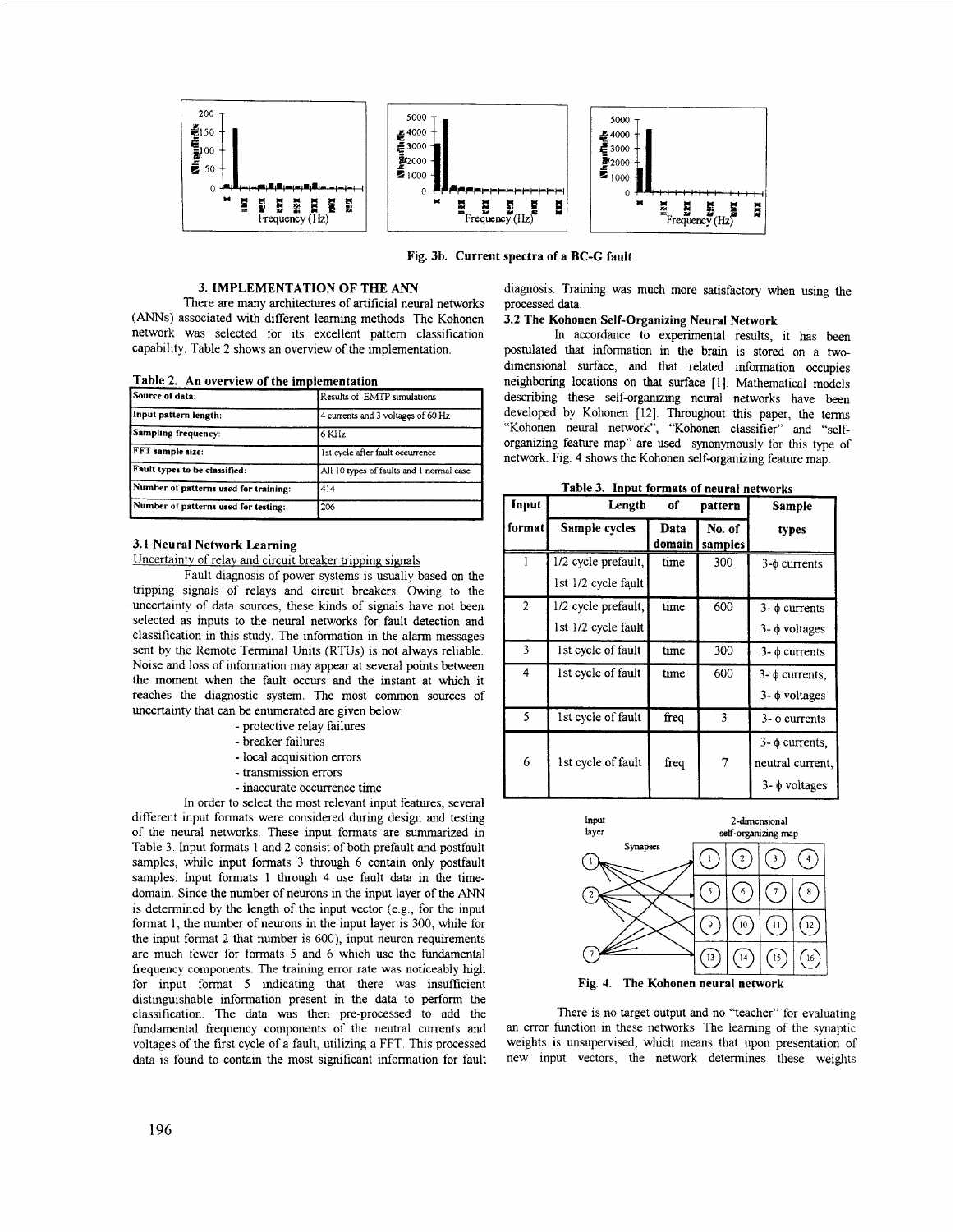Fig. 3b. Current spectra of a BC-G fault

## 3. IMPLEMENTATION OF THE ANN

There are many architectures of artificial neural networks (ANNs) associated with different learning methods. The Kohonen network was selected for its excellent pattern classification capability. Table 2 shows an overview of the implementation.

**Table 2. An overview of the implementation**

| | |
|---|---|
| **Source of data:** | Results of EMTP simulations |
| **Input pattern length:** | 4 currents and 3 voltages of 60 Hz |
| **Sampling frequency:** | 6 KHz |
| **FFT sample size:** | 1st cycle after fault occurrence |
| **Fault types to be classified:** | All 10 types of faults and 1 normal case |
| **Number of patterns used for training:** | 414 |
| **Number of patterns used for testing:** | 206 |

### 3.1 Neural Network Learning

Uncertainty of relay and circuit breaker tripping signals

Fault diagnosis of power systems is usually based on the tripping signals of relays and circuit breakers. Owing to the uncertainty of data sources, these kinds of signals have not been selected as inputs to the neural networks for fault detection and classification in this study. The information in the alarm messages sent by the Remote Terminal Units (RTUs) is not always reliable. Noise and loss of information may appear at several points between the moment when the fault occurs and the instant at which it reaches the diagnostic system. The most common sources of uncertainty that can be enumerated are given below:

- protective relay failures
- breaker failures
- local acquisition errors
- transmission errors
- inaccurate occurrence time

In order to select the most relevant input features, several different input formats were considered during design and testing of the neural networks. These input formats are summarized in Table 3. Input formats 1 and 2 consist of both prefault and postfault samples, while input formats 3 through 6 contain only postfault samples. Input formats 1 through 4 use fault data in the time-domain. Since the number of neurons in the input layer of the ANN is determined by the length of the input vector (e.g., for the input format 1, the number of neurons in the input layer is 300, while for the input format 2 that number is 600), input neuron requirements are much fewer for formats 5 and 6 which use the fundamental frequency components. The training error rate was noticeably high for input format 5 indicating that there was insufficient distinguishable information present in the data to perform the classification. The data was then pre-processed to add the fundamental frequency components of the neutral currents and voltages of the first cycle of a fault, utilizing a FFT. This processed data is found to contain the most significant information for fault diagnosis. Training was much more satisfactory when using the processed data.

### 3.2 The Kohonen Self-Organizing Neural Network

In accordance to experimental results, it has been postulated that information in the brain is stored on a two-dimensional surface, and that related information occupies neighboring locations on that surface [1]. Mathematical models describing these self-organizing neural networks have been developed by Kohonen [12]. Throughout this paper, the terms "Kohonen neural network", "Kohonen classifier" and "self-organizing feature map" are used synonymously for this type of network. Fig. 4 shows the Kohonen self-organizing feature map.

**Table 3. Input formats of neural networks**

| Input format | Length of pattern | | | Sample types |
|---|---|---|---|---|
| | Sample cycles | Data domain | No. of samples | |
| 1 | 1/2 cycle prefault, 1st 1/2 cycle fault | time | 300 | 3-$\phi$ currents |
| 2 | 1/2 cycle prefault, 1st 1/2 cycle fault | time | 600 | 3- $\phi$ currents 3- $\phi$ voltages |
| 3 | 1st cycle of fault | time | 300 | 3- $\phi$ currents |
| 4 | 1st cycle of fault | time | 600 | 3- $\phi$ currents, 3- $\phi$ voltages |
| 5 | 1st cycle of fault | freq | 3 | 3- $\phi$ currents |
| 6 | 1st cycle of fault | freq | 7 | 3- $\phi$ currents, neutral current, 3- $\phi$ voltages |

Fig. 4. The Kohonen neural network

There is no target output and no "teacher" for evaluating an error function in these networks. The learning of the synaptic weights is unsupervised, which means that upon presentation of new input vectors, the network determines these weights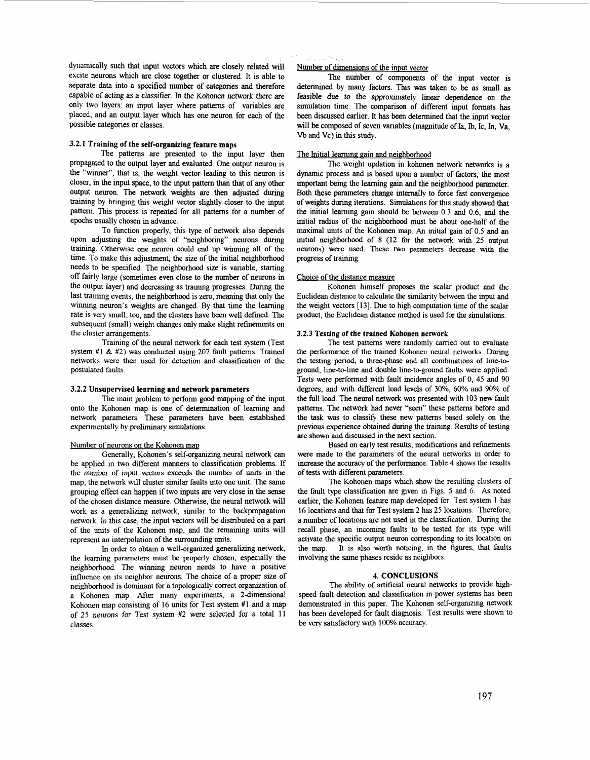dynamically such that input vectors which are closely related will excite neurons which are close together or clustered. It is able to separate data into a specified number of categories and therefore capable of acting as a classifier. In the Kohonen network there are only two layers: an input layer where patterns of variables are placed, and an output layer which has one neuron for each of the possible categories or classes.

### 3.2.1 Training of the self-organizing feature maps

The patterns are presented to the input layer then propagated to the output layer and evaluated. One output neuron is the "winner", that is, the weight vector leading to this neuron is closer, in the input space, to the input pattern than that of any other output neuron. The network weights are then adjusted during training by bringing this weight vector slightly closer to the input pattern. This process is repeated for all patterns for a number of epochs usually chosen in advance.

To function properly, this type of network also depends upon adjusting the weights of "neighboring" neurons during training. Otherwise one neuron could end up winning all of the time. To make this adjustment, the size of the initial neighborhood needs to be specified. The neighborhood size is variable, starting off fairly large (sometimes even close to the number of neurons in the output layer) and decreasing as training progresses. During the last training events, the neighborhood is zero, meaning that only the winning neuron's weights are changed. By that time the learning rate is very small, too, and the clusters have been well defined. The subsequent (small) weight changes only make slight refinements on the cluster arrangements.

Training of the neural network for each test system (Test system #1 & #2) was conducted using 207 fault patterns. Trained networks were then used for detection and classification of the postulated faults.

### 3.2.2 Unsupervised learning and network parameters

The main problem to perform good mapping of the input onto the Kohonen map is one of determination of learning and network parameters. These parameters have been established experimentally by preliminary simulations.

Number of neurons on the Kohonen map

Generally, Kohonen's self-organizing neural network can be applied in two different manners to classification problems. If the number of input vectors exceeds the number of units in the map, the network will cluster similar faults into one unit. The same grouping effect can happen if two inputs are very close in the sense of the chosen distance measure. Otherwise, the neural network will work as a generalizing network, similar to the backpropagation network. In this case, the input vectors will be distributed on a part of the units of the Kohonen map, and the remaining units will represent an interpolation of the surrounding units.

In order to obtain a well-organized generalizing network, the learning parameters must be properly chosen, especially the neighborhood. The winning neuron needs to have a positive influence on its neighbor neurons. The choice of a proper size of neighborhood is dominant for a topologically correct organization of a Kohonen map. After many experiments, a 2-dimensional Kohonen map consisting of 16 units for Test system #1 and a map of 25 neurons for Test system #2 were selected for a total 11 classes.

Number of dimensions of the input vector

The number of components of the input vector is determined by many factors. This was taken to be as small as feasible due to the approximately linear dependence on the simulation time. The comparison of different input formats has been discussed earlier. It has been determined that the input vector will be composed of seven variables (magnitude of Ia, Ib, Ic, In, Va, Vb and Vc) in this study.

The Initial learning gain and neighborhood

The weight updation in kohonen network networks is a dynamic process and is based upon a number of factors, the most important being the learning gain and the neighborhood parameter. Both these parameters change internally to force fast convergence of weights during iterations. Simulations for this study showed that the initial learning gain should be between 0.3 and 0.6, and the initial radius of the neighborhood must be about one-half of the maximal units of the Kohonen map. An initial gain of 0.5 and an initial neighborhood of 8 (12 for the network with 25 output neurons) were used. These two parameters decrease with the progress of training.

Choice of the distance measure

Kohonen himself proposes the scalar product and the Euclidean distance to calculate the similarity between the input and the weight vectors [13]. Due to high computation time of the scalar product, the Euclidean distance method is used for the simulations.

### 3.2.3 Testing of the trained Kohonen network

The test patterns were randomly carried out to evaluate the performance of the trained Kohonen neural networks. During the testing period, a three-phase and all combinations of line-to-ground, line-to-line and double line-to-ground faults were applied. Tests were performed with fault incidence angles of 0, 45 and 90 degrees, and with different load levels of 30%, 60% and 90% of the full load. The neural network was presented with 103 new fault patterns. The network had never "seen" these patterns before and the task was to classify these new patterns based solely on the previous experience obtained during the training. Results of testing are shown and discussed in the next section.

Based on early test results, modifications and refinements were made to the parameters of the neural networks in order to increase the accuracy of the performance. Table 4 shows the results of tests with different parameters.

The Kohonen maps which show the resulting clusters of the fault type classification are given in Figs. 5 and 6. As noted earlier, the Kohonen feature map developed for Test system 1 has 16 locations and that for Test system 2 has 25 locations. Therefore, a number of locations are not used in the classification. During the recall phase, an incoming faults to be tested for its type will activate the specific output neuron corresponding to its location on the map. It is also worth noticing, in the figures, that faults involving the same phases reside as neighbors.

## 4. CONCLUSIONS

The ability of artificial neural networks to provide high-speed fault detection and classification in power systems has been demonstrated in this paper. The Kohonen self-organizing network has been developed for fault diagnosis. Test results were shown to be very satisfactory with 100% accuracy.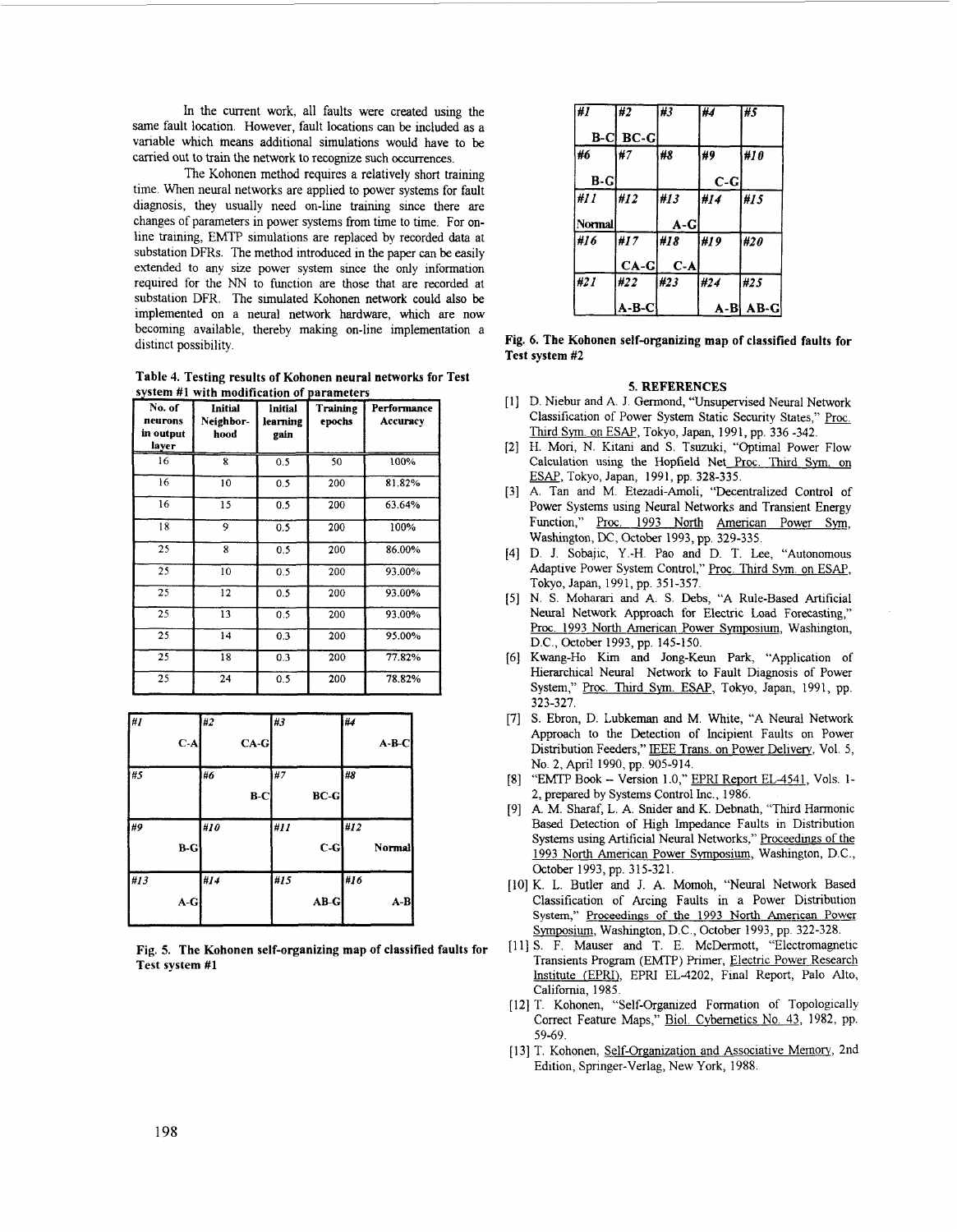In the current work, all faults were created using the same fault location. However, fault locations can be included as a variable which means additional simulations would have to be carried out to train the network to recognize such occurrences.

The Kohonen method requires a relatively short training time. When neural networks are applied to power systems for fault diagnosis, they usually need on-line training since there are changes of parameters in power systems from time to time. For on-line training, EMTP simulations are replaced by recorded data at substation DFRs. The method introduced in the paper can be easily extended to any size power system since the only information required for the NN to function are those that are recorded at substation DFR. The simulated Kohonen network could also be implemented on a neural network hardware, which are now becoming available, thereby making on-line implementation a distinct possibility.

**Table 4. Testing results of Kohonen neural networks for Test system #1 with modification of parameters**

| No. of neurons in output layer | Initial Neighbor-hood | Initial learning gain | Training epochs | Performance Accuracy |
|---|---|---|---|---|
| 16 | 8 | 0.5 | 50 | 100% |
| 16 | 10 | 0.5 | 200 | 81.82% |
| 16 | 15 | 0.5 | 200 | 63.64% |
| 18 | 9 | 0.5 | 200 | 100% |
| 25 | 8 | 0.5 | 200 | 86.00% |
| 25 | 10 | 0.5 | 200 | 93.00% |
| 25 | 12 | 0.5 | 200 | 93.00% |
| 25 | 13 | 0.5 | 200 | 93.00% |
| 25 | 14 | 0.3 | 200 | 95.00% |
| 25 | 18 | 0.3 | 200 | 77.82% |
| 25 | 24 | 0.5 | 200 | 78.82% |

| | | | |
|---|---|---|---|
| #1 C-A | #2 CA-G | #3 | #4 A-B-C |
| #5 | #6 B-C | #7 BC-G | #8 |
| #9 B-G | #10 | #11 C-G | #12 Normal |
| #13 A-G | #14 | #15 AB-G | #16 A-B |

**Fig. 5. The Kohonen self-organizing map of classified faults for Test system #1**

| | | | | |
|---|---|---|---|---|
| #1 B-C | #2 BC-G | #3 | #4 | #5 |
| #6 B-G | #7 | #8 | #9 C-G | #10 |
| #11 Normal | #12 | #13 A-G | #14 | #15 |
| #16 | #17 CA-G | #18 C-A | #19 | #20 |
| #21 | #22 A-B-C | #23 | #24 A-B | #25 AB-G |

**Fig. 6. The Kohonen self-organizing map of classified faults for Test system #2**

## 5. REFERENCES

[1] D. Niebur and A. J. Germond, "Unsupervised Neural Network Classification of Power System Static Security States," Proc. Third Sym. on ESAP, Tokyo, Japan, 1991, pp. 336-342.

[2] H. Mori, N. Kitani and S. Tsuzuki, "Optimal Power Flow Calculation using the Hopfield Net Proc. Third Sym. on ESAP, Tokyo, Japan, 1991, pp. 328-335.

[3] A. Tan and M. Etezadi-Amoli, "Decentralized Control of Power Systems using Neural Networks and Transient Energy Function," Proc. 1993 North American Power Sym, Washington, DC, October 1993, pp. 329-335.

[4] D. J. Sobajic, Y.-H. Pao and D. T. Lee, "Autonomous Adaptive Power System Control," Proc. Third Sym. on ESAP, Tokyo, Japan, 1991, pp. 351-357.

[5] N. S. Moharari and A. S. Debs, "A Rule-Based Artificial Neural Network Approach for Electric Load Forecasting," Proc. 1993 North American Power Symposium, Washington, D.C., October 1993, pp. 145-150.

[6] Kwang-Ho Kim and Jong-Keun Park, "Application of Hierarchical Neural Network to Fault Diagnosis of Power System," Proc. Third Sym. ESAP, Tokyo, Japan, 1991, pp. 323-327.

[7] S. Ebron, D. Lubkeman and M. White, "A Neural Network Approach to the Detection of Incipient Faults on Power Distribution Feeders," IEEE Trans. on Power Delivery, Vol. 5, No. 2, April 1990, pp. 905-914.

[8] "EMTP Book -- Version 1.0," EPRI Report EL-4541, Vols. 1-2, prepared by Systems Control Inc., 1986.

[9] A. M. Sharaf, L. A. Snider and K. Debnath, "Third Harmonic Based Detection of High Impedance Faults in Distribution Systems using Artificial Neural Networks," Proceedings of the 1993 North American Power Symposium, Washington, D.C., October 1993, pp. 315-321.

[10] K. L. Butler and J. A. Momoh, "Neural Network Based Classification of Arcing Faults in a Power Distribution System," Proceedings of the 1993 North American Power Symposium, Washington, D.C., October 1993, pp. 322-328.

[11] S. F. Mauser and T. E. McDermott, "Electromagnetic Transients Program (EMTP) Primer, Electric Power Research Institute (EPRI), EPRI EL-4202, Final Report, Palo Alto, California, 1985.

[12] T. Kohonen, "Self-Organized Formation of Topologically Correct Feature Maps," Biol. Cybernetics No. 43, 1982, pp. 59-69.

[13] T. Kohonen, Self-Organization and Associative Memory, 2nd Edition, Springer-Verlag, New York, 1988.